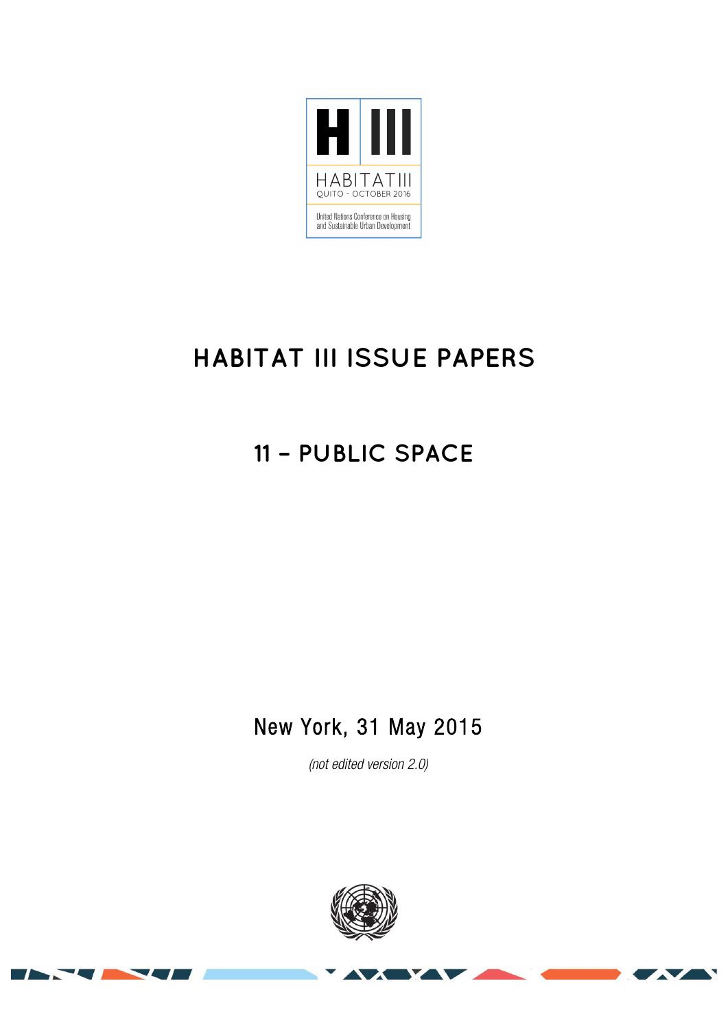H III

HABITAT III

QUITO - OCTOBER 2016

United Nations Conference on Housing and Sustainable Urban Development

# HABITAT III ISSUE PAPERS

## 11 – PUBLIC SPACE

New York, 31 May 2015

*(not edited version 2.0)*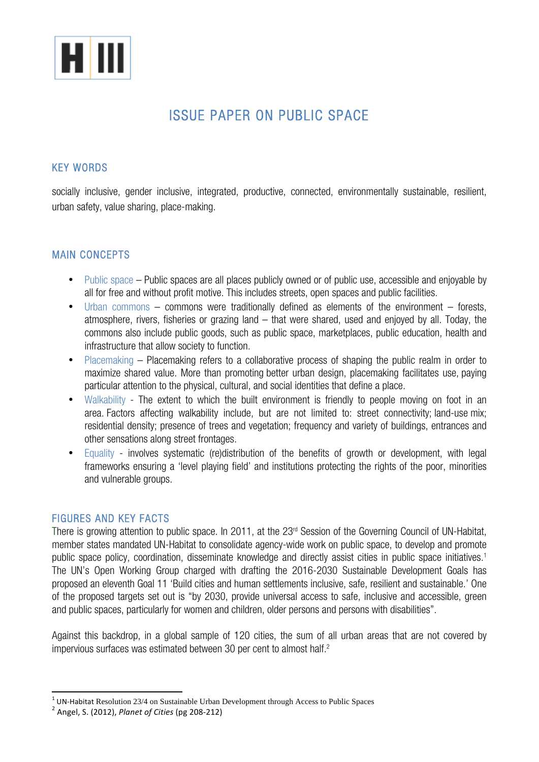# ISSUE PAPER ON PUBLIC SPACE

## KEY WORDS

socially inclusive, gender inclusive, integrated, productive, connected, environmentally sustainable, resilient, urban safety, value sharing, place-making.

## MAIN CONCEPTS

- Public space – Public spaces are all places publicly owned or of public use, accessible and enjoyable by all for free and without profit motive. This includes streets, open spaces and public facilities.
- Urban commons – commons were traditionally defined as elements of the environment – forests, atmosphere, rivers, fisheries or grazing land – that were shared, used and enjoyed by all. Today, the commons also include public goods, such as public space, marketplaces, public education, health and infrastructure that allow society to function.
- Placemaking – Placemaking refers to a collaborative process of shaping the public realm in order to maximize shared value. More than promoting better urban design, placemaking facilitates use, paying particular attention to the physical, cultural, and social identities that define a place.
- Walkability - The extent to which the built environment is friendly to people moving on foot in an area. Factors affecting walkability include, but are not limited to: street connectivity; land-use mix; residential density; presence of trees and vegetation; frequency and variety of buildings, entrances and other sensations along street frontages.
- Equality - involves systematic (re)distribution of the benefits of growth or development, with legal frameworks ensuring a 'level playing field' and institutions protecting the rights of the poor, minorities and vulnerable groups.

## FIGURES AND KEY FACTS

There is growing attention to public space. In 2011, at the 23rd Session of the Governing Council of UN-Habitat, member states mandated UN-Habitat to consolidate agency-wide work on public space, to develop and promote public space policy, coordination, disseminate knowledge and directly assist cities in public space initiatives.[1] The UN's Open Working Group charged with drafting the 2016-2030 Sustainable Development Goals has proposed an eleventh Goal 11 'Build cities and human settlements inclusive, safe, resilient and sustainable.' One of the proposed targets set out is "by 2030, provide universal access to safe, inclusive and accessible, green and public spaces, particularly for women and children, older persons and persons with disabilities".

Against this backdrop, in a global sample of 120 cities, the sum of all urban areas that are not covered by impervious surfaces was estimated between 30 per cent to almost half.[2]

---

[1] UN-Habitat Resolution 23/4 on Sustainable Urban Development through Access to Public Spaces

[2] Angel, S. (2012), *Planet of Cities* (pg 208-212)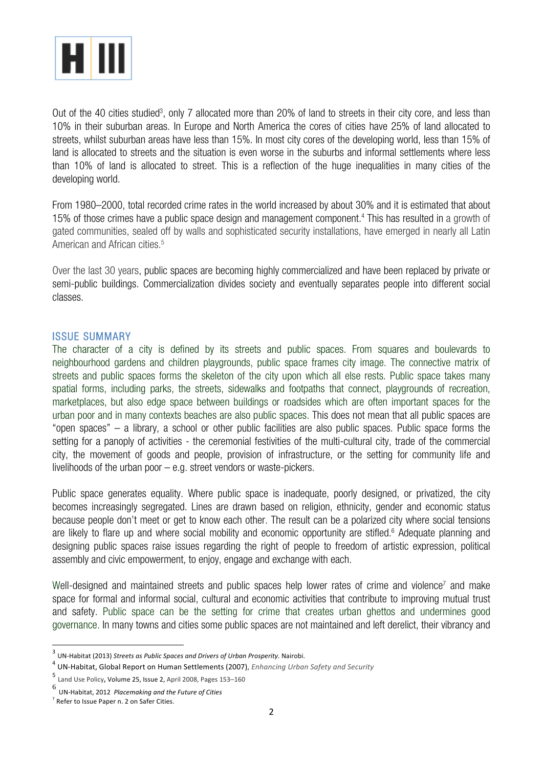Out of the 40 cities studied[3], only 7 allocated more than 20% of land to streets in their city core, and less than 10% in their suburban areas. In Europe and North America the cores of cities have 25% of land allocated to streets, whilst suburban areas have less than 15%. In most city cores of the developing world, less than 15% of land is allocated to streets and the situation is even worse in the suburbs and informal settlements where less than 10% of land is allocated to street. This is a reflection of the huge inequalities in many cities of the developing world.

From 1980–2000, total recorded crime rates in the world increased by about 30% and it is estimated that about 15% of those crimes have a public space design and management component.[4] This has resulted in a growth of gated communities, sealed off by walls and sophisticated security installations, have emerged in nearly all Latin American and African cities.[5]

Over the last 30 years, public spaces are becoming highly commercialized and have been replaced by private or semi-public buildings. Commercialization divides society and eventually separates people into different social classes.

## ISSUE SUMMARY

The character of a city is defined by its streets and public spaces. From squares and boulevards to neighbourhood gardens and children playgrounds, public space frames city image. The connective matrix of streets and public spaces forms the skeleton of the city upon which all else rests. Public space takes many spatial forms, including parks, the streets, sidewalks and footpaths that connect, playgrounds of recreation, marketplaces, but also edge space between buildings or roadsides which are often important spaces for the urban poor and in many contexts beaches are also public spaces. This does not mean that all public spaces are "open spaces" – a library, a school or other public facilities are also public spaces. Public space forms the setting for a panoply of activities - the ceremonial festivities of the multi-cultural city, trade of the commercial city, the movement of goods and people, provision of infrastructure, or the setting for community life and livelihoods of the urban poor – e.g. street vendors or waste-pickers.

Public space generates equality. Where public space is inadequate, poorly designed, or privatized, the city becomes increasingly segregated. Lines are drawn based on religion, ethnicity, gender and economic status because people don't meet or get to know each other. The result can be a polarized city where social tensions are likely to flare up and where social mobility and economic opportunity are stifled.[6] Adequate planning and designing public spaces raise issues regarding the right of people to freedom of artistic expression, political assembly and civic empowerment, to enjoy, engage and exchange with each.

Well-designed and maintained streets and public spaces help lower rates of crime and violence[7] and make space for formal and informal social, cultural and economic activities that contribute to improving mutual trust and safety. Public space can be the setting for crime that creates urban ghettos and undermines good governance. In many towns and cities some public spaces are not maintained and left derelict, their vibrancy and

---

[3] UN-Habitat (2013) *Streets as Public Spaces and Drivers of Urban Prosperity.* Nairobi.

[4] UN-Habitat, Global Report on Human Settlements (2007), *Enhancing Urban Safety and Security*

[5] Land Use Policy, Volume 25, Issue 2, April 2008, Pages 153–160

[6] UN-Habitat, 2012 *Placemaking and the Future of Cities*

[7] Refer to Issue Paper n. 2 on Safer Cities.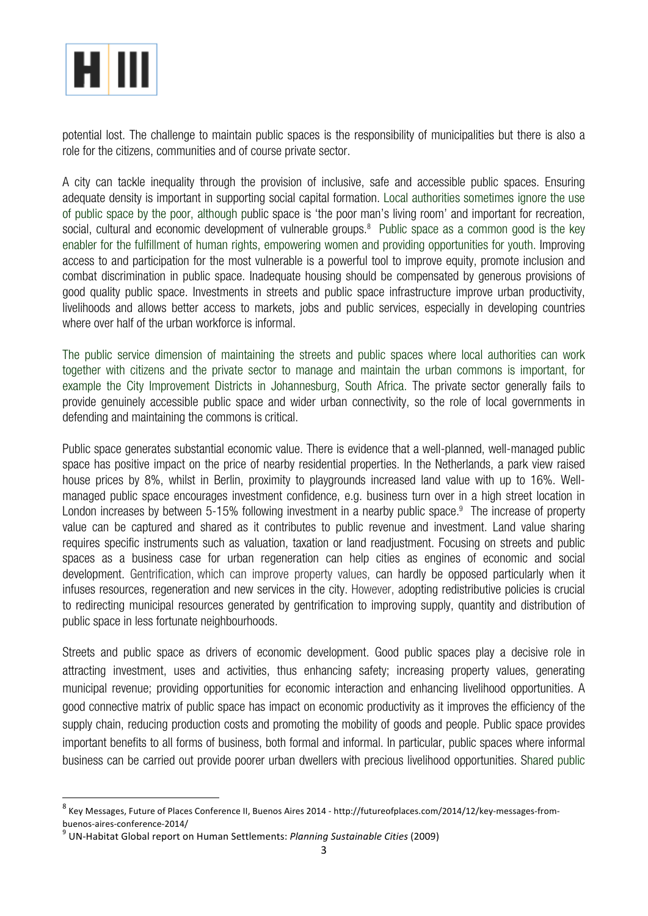potential lost. The challenge to maintain public spaces is the responsibility of municipalities but there is also a role for the citizens, communities and of course private sector.

A city can tackle inequality through the provision of inclusive, safe and accessible public spaces. Ensuring adequate density is important in supporting social capital formation. Local authorities sometimes ignore the use of public space by the poor, although public space is 'the poor man's living room' and important for recreation, social, cultural and economic development of vulnerable groups.[8] Public space as a common good is the key enabler for the fulfillment of human rights, empowering women and providing opportunities for youth. Improving access to and participation for the most vulnerable is a powerful tool to improve equity, promote inclusion and combat discrimination in public space. Inadequate housing should be compensated by generous provisions of good quality public space. Investments in streets and public space infrastructure improve urban productivity, livelihoods and allows better access to markets, jobs and public services, especially in developing countries where over half of the urban workforce is informal.

The public service dimension of maintaining the streets and public spaces where local authorities can work together with citizens and the private sector to manage and maintain the urban commons is important, for example the City Improvement Districts in Johannesburg, South Africa. The private sector generally fails to provide genuinely accessible public space and wider urban connectivity, so the role of local governments in defending and maintaining the commons is critical.

Public space generates substantial economic value. There is evidence that a well-planned, well-managed public space has positive impact on the price of nearby residential properties. In the Netherlands, a park view raised house prices by 8%, whilst in Berlin, proximity to playgrounds increased land value with up to 16%. Well-managed public space encourages investment confidence, e.g. business turn over in a high street location in London increases by between 5-15% following investment in a nearby public space.[9] The increase of property value can be captured and shared as it contributes to public revenue and investment. Land value sharing requires specific instruments such as valuation, taxation or land readjustment. Focusing on streets and public spaces as a business case for urban regeneration can help cities as engines of economic and social development. Gentrification, which can improve property values, can hardly be opposed particularly when it infuses resources, regeneration and new services in the city. However, adopting redistributive policies is crucial to redirecting municipal resources generated by gentrification to improving supply, quantity and distribution of public space in less fortunate neighbourhoods.

Streets and public space as drivers of economic development. Good public spaces play a decisive role in attracting investment, uses and activities, thus enhancing safety; increasing property values, generating municipal revenue; providing opportunities for economic interaction and enhancing livelihood opportunities. A good connective matrix of public space has impact on economic productivity as it improves the efficiency of the supply chain, reducing production costs and promoting the mobility of goods and people. Public space provides important benefits to all forms of business, both formal and informal. In particular, public spaces where informal business can be carried out provide poorer urban dwellers with precious livelihood opportunities. Shared public

---

[8] Key Messages, Future of Places Conference II, Buenos Aires 2014 - http://futureofplaces.com/2014/12/key-messages-from-buenos-aires-conference-2014/

[9] UN-Habitat Global report on Human Settlements: *Planning Sustainable Cities* (2009)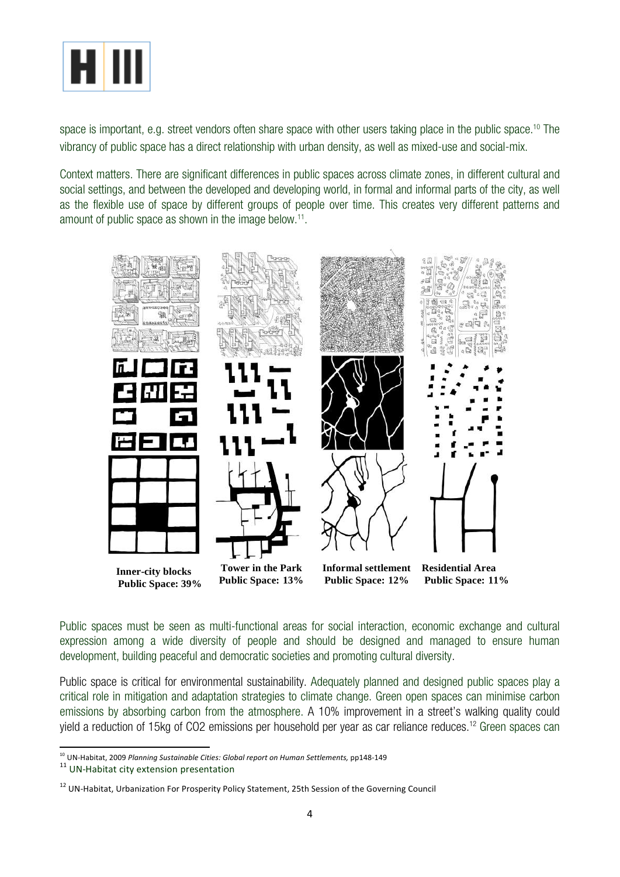space is important, e.g. street vendors often share space with other users taking place in the public space.[10] The vibrancy of public space has a direct relationship with urban density, as well as mixed-use and social-mix.

Context matters. There are significant differences in public spaces across climate zones, in different cultural and social settings, and between the developed and developing world, in formal and informal parts of the city, as well as the flexible use of space by different groups of people over time. This creates very different patterns and amount of public space as shown in the image below.[11].

**Inner-city blocks** **Public Space: 39%** | **Tower in the Park** **Public Space: 13%** | **Informal settlement** **Public Space: 12%** | **Residential Area** **Public Space: 11%**

Public spaces must be seen as multi-functional areas for social interaction, economic exchange and cultural expression among a wide diversity of people and should be designed and managed to ensure human development, building peaceful and democratic societies and promoting cultural diversity.

Public space is critical for environmental sustainability. Adequately planned and designed public spaces play a critical role in mitigation and adaptation strategies to climate change. Green open spaces can minimise carbon emissions by absorbing carbon from the atmosphere. A 10% improvement in a street's walking quality could yield a reduction of 15kg of $CO_2$ emissions per household per year as car reliance reduces.[12] Green spaces can

---

[10] UN-Habitat, 2009 *Planning Sustainable Cities: Global report on Human Settlements,* pp148-149

[11] UN-Habitat city extension presentation

[12] UN-Habitat, Urbanization For Prosperity Policy Statement, 25th Session of the Governing Council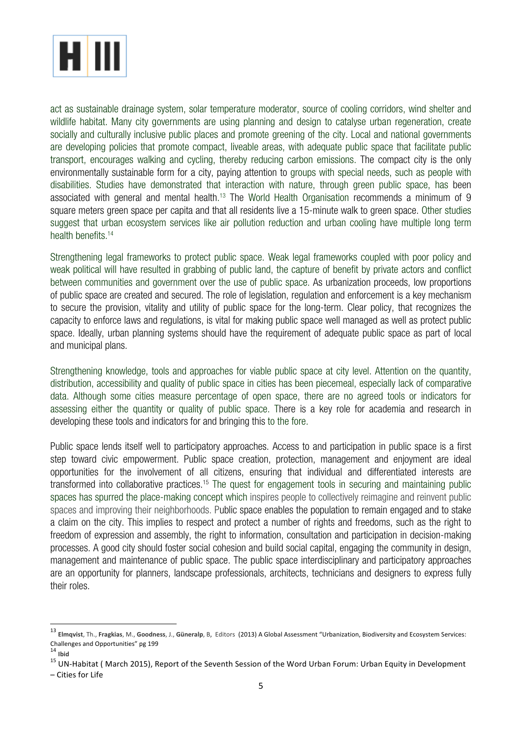act as sustainable drainage system, solar temperature moderator, source of cooling corridors, wind shelter and wildlife habitat. Many city governments are using planning and design to catalyse urban regeneration, create socially and culturally inclusive public places and promote greening of the city. Local and national governments are developing policies that promote compact, liveable areas, with adequate public space that facilitate public transport, encourages walking and cycling, thereby reducing carbon emissions. The compact city is the only environmentally sustainable form for a city, paying attention to groups with special needs, such as people with disabilities. Studies have demonstrated that interaction with nature, through green public space, has been associated with general and mental health.[13] The World Health Organisation recommends a minimum of 9 square meters green space per capita and that all residents live a 15-minute walk to green space. Other studies suggest that urban ecosystem services like air pollution reduction and urban cooling have multiple long term health benefits.[14]

Strengthening legal frameworks to protect public space. Weak legal frameworks coupled with poor policy and weak political will have resulted in grabbing of public land, the capture of benefit by private actors and conflict between communities and government over the use of public space. As urbanization proceeds, low proportions of public space are created and secured. The role of legislation, regulation and enforcement is a key mechanism to secure the provision, vitality and utility of public space for the long-term. Clear policy, that recognizes the capacity to enforce laws and regulations, is vital for making public space well managed as well as protect public space. Ideally, urban planning systems should have the requirement of adequate public space as part of local and municipal plans.

Strengthening knowledge, tools and approaches for viable public space at city level. Attention on the quantity, distribution, accessibility and quality of public space in cities has been piecemeal, especially lack of comparative data. Although some cities measure percentage of open space, there are no agreed tools or indicators for assessing either the quantity or quality of public space. There is a key role for academia and research in developing these tools and indicators for and bringing this to the fore.

Public space lends itself well to participatory approaches. Access to and participation in public space is a first step toward civic empowerment. Public space creation, protection, management and enjoyment are ideal opportunities for the involvement of all citizens, ensuring that individual and differentiated interests are transformed into collaborative practices.[15] The quest for engagement tools in securing and maintaining public spaces has spurred the place-making concept which inspires people to collectively reimagine and reinvent public spaces and improving their neighborhoods. Public space enables the population to remain engaged and to stake a claim on the city. This implies to respect and protect a number of rights and freedoms, such as the right to freedom of expression and assembly, the right to information, consultation and participation in decision-making processes. A good city should foster social cohesion and build social capital, engaging the community in design, management and maintenance of public space. The public space interdisciplinary and participatory approaches are an opportunity for planners, landscape professionals, architects, technicians and designers to express fully their roles.

---

[13] **Elmqvist**, Th., **Fragkias**, M., **Goodness**, J., **Güneralp**, B, Editors (2013) A Global Assessment "Urbanization, Biodiversity and Ecosystem Services: Challenges and Opportunities" pg 199

[14] **Ibid**

[15] UN-Habitat ( March 2015), Report of the Seventh Session of the Word Urban Forum: Urban Equity in Development – Cities for Life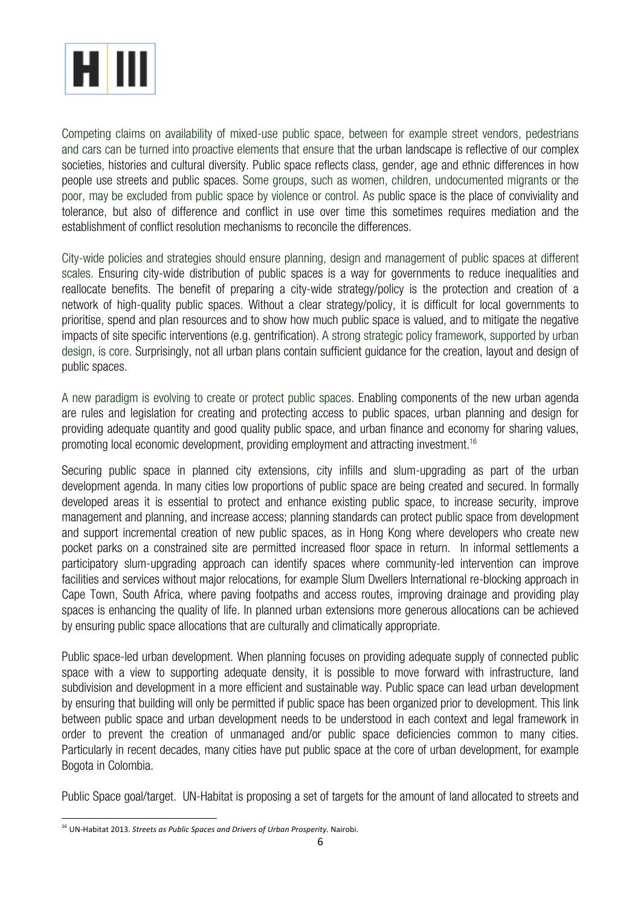Competing claims on availability of mixed-use public space, between for example street vendors, pedestrians and cars can be turned into proactive elements that ensure that the urban landscape is reflective of our complex societies, histories and cultural diversity. Public space reflects class, gender, age and ethnic differences in how people use streets and public spaces. Some groups, such as women, children, undocumented migrants or the poor, may be excluded from public space by violence or control. As public space is the place of conviviality and tolerance, but also of difference and conflict in use over time this sometimes requires mediation and the establishment of conflict resolution mechanisms to reconcile the differences.

City-wide policies and strategies should ensure planning, design and management of public spaces at different scales. Ensuring city-wide distribution of public spaces is a way for governments to reduce inequalities and reallocate benefits. The benefit of preparing a city-wide strategy/policy is the protection and creation of a network of high-quality public spaces. Without a clear strategy/policy, it is difficult for local governments to prioritise, spend and plan resources and to show how much public space is valued, and to mitigate the negative impacts of site specific interventions (e.g. gentrification). A strong strategic policy framework, supported by urban design, is core. Surprisingly, not all urban plans contain sufficient guidance for the creation, layout and design of public spaces.

A new paradigm is evolving to create or protect public spaces. Enabling components of the new urban agenda are rules and legislation for creating and protecting access to public spaces, urban planning and design for providing adequate quantity and good quality public space, and urban finance and economy for sharing values, promoting local economic development, providing employment and attracting investment.[16]

Securing public space in planned city extensions, city infills and slum-upgrading as part of the urban development agenda. In many cities low proportions of public space are being created and secured. In formally developed areas it is essential to protect and enhance existing public space, to increase security, improve management and planning, and increase access; planning standards can protect public space from development and support incremental creation of new public spaces, as in Hong Kong where developers who create new pocket parks on a constrained site are permitted increased floor space in return. In informal settlements a participatory slum-upgrading approach can identify spaces where community-led intervention can improve facilities and services without major relocations, for example Slum Dwellers International re-blocking approach in Cape Town, South Africa, where paving footpaths and access routes, improving drainage and providing play spaces is enhancing the quality of life. In planned urban extensions more generous allocations can be achieved by ensuring public space allocations that are culturally and climatically appropriate.

Public space-led urban development. When planning focuses on providing adequate supply of connected public space with a view to supporting adequate density, it is possible to move forward with infrastructure, land subdivision and development in a more efficient and sustainable way. Public space can lead urban development by ensuring that building will only be permitted if public space has been organized prior to development. This link between public space and urban development needs to be understood in each context and legal framework in order to prevent the creation of unmanaged and/or public space deficiencies common to many cities. Particularly in recent decades, many cities have put public space at the core of urban development, for example Bogota in Colombia.

Public Space goal/target. UN-Habitat is proposing a set of targets for the amount of land allocated to streets and

[16] UN-Habitat 2013. *Streets as Public Spaces and Drivers of Urban Prosperity.* Nairobi.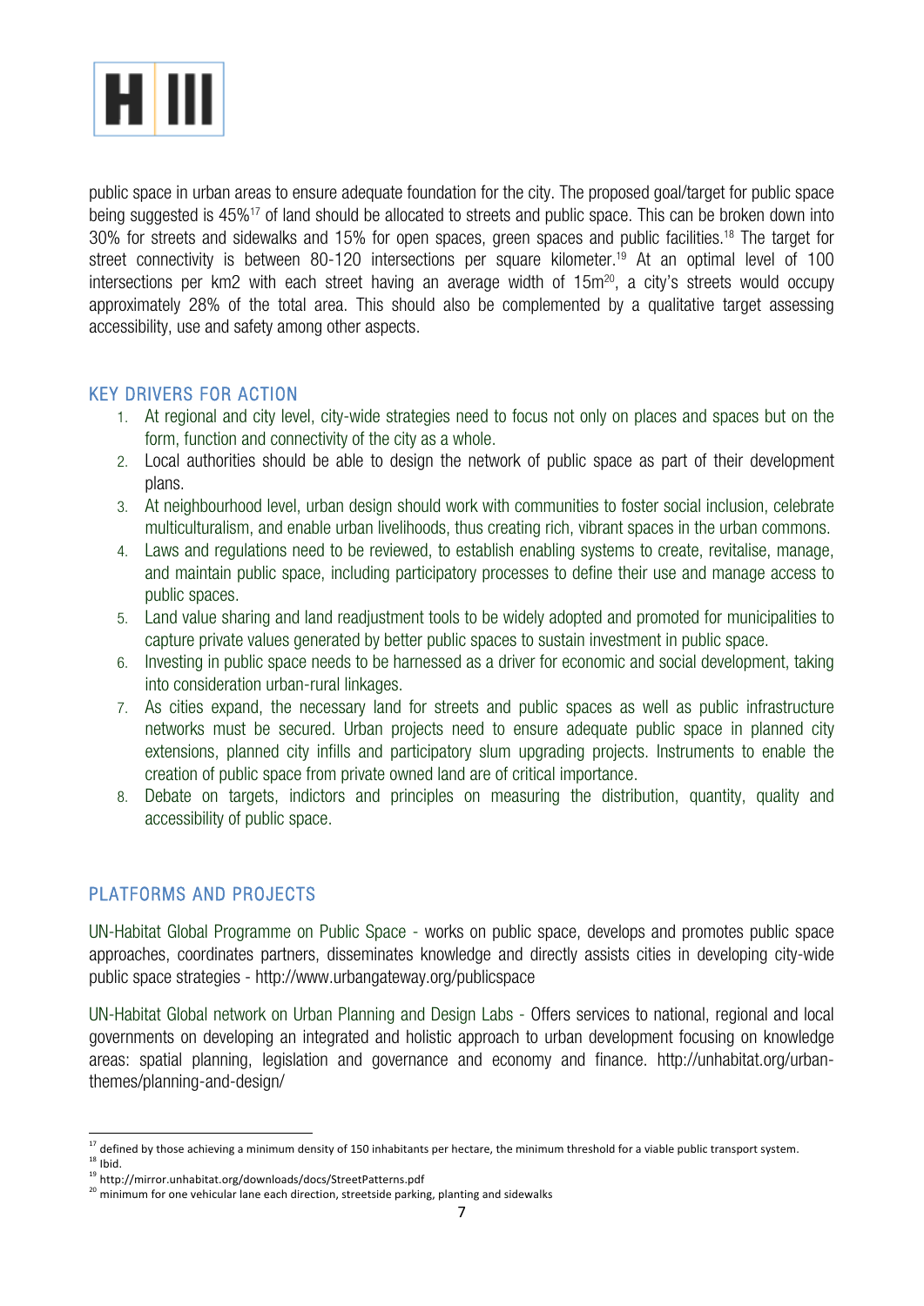public space in urban areas to ensure adequate foundation for the city. The proposed goal/target for public space being suggested is 45%[17] of land should be allocated to streets and public space. This can be broken down into 30% for streets and sidewalks and 15% for open spaces, green spaces and public facilities.[18] The target for street connectivity is between 80-120 intersections per square kilometer.[19] At an optimal level of 100 intersections per km2 with each street having an average width of 15m[20], a city's streets would occupy approximately 28% of the total area. This should also be complemented by a qualitative target assessing accessibility, use and safety among other aspects.

## KEY DRIVERS FOR ACTION

1. At regional and city level, city-wide strategies need to focus not only on places and spaces but on the form, function and connectivity of the city as a whole.
2. Local authorities should be able to design the network of public space as part of their development plans.
3. At neighbourhood level, urban design should work with communities to foster social inclusion, celebrate multiculturalism, and enable urban livelihoods, thus creating rich, vibrant spaces in the urban commons.
4. Laws and regulations need to be reviewed, to establish enabling systems to create, revitalise, manage, and maintain public space, including participatory processes to define their use and manage access to public spaces.
5. Land value sharing and land readjustment tools to be widely adopted and promoted for municipalities to capture private values generated by better public spaces to sustain investment in public space.
6. Investing in public space needs to be harnessed as a driver for economic and social development, taking into consideration urban-rural linkages.
7. As cities expand, the necessary land for streets and public spaces as well as public infrastructure networks must be secured. Urban projects need to ensure adequate public space in planned city extensions, planned city infills and participatory slum upgrading projects. Instruments to enable the creation of public space from private owned land are of critical importance.
8. Debate on targets, indictors and principles on measuring the distribution, quantity, quality and accessibility of public space.

## PLATFORMS AND PROJECTS

UN-Habitat Global Programme on Public Space - works on public space, develops and promotes public space approaches, coordinates partners, disseminates knowledge and directly assists cities in developing city-wide public space strategies - http://www.urbangateway.org/publicspace

UN-Habitat Global network on Urban Planning and Design Labs - Offers services to national, regional and local governments on developing an integrated and holistic approach to urban development focusing on knowledge areas: spatial planning, legislation and governance and economy and finance. http://unhabitat.org/urban-themes/planning-and-design/

---

[17] defined by those achieving a minimum density of 150 inhabitants per hectare, the minimum threshold for a viable public transport system.
[18] Ibid.
[19] http://mirror.unhabitat.org/downloads/docs/StreetPatterns.pdf
[20] minimum for one vehicular lane each direction, streetside parking, planting and sidewalks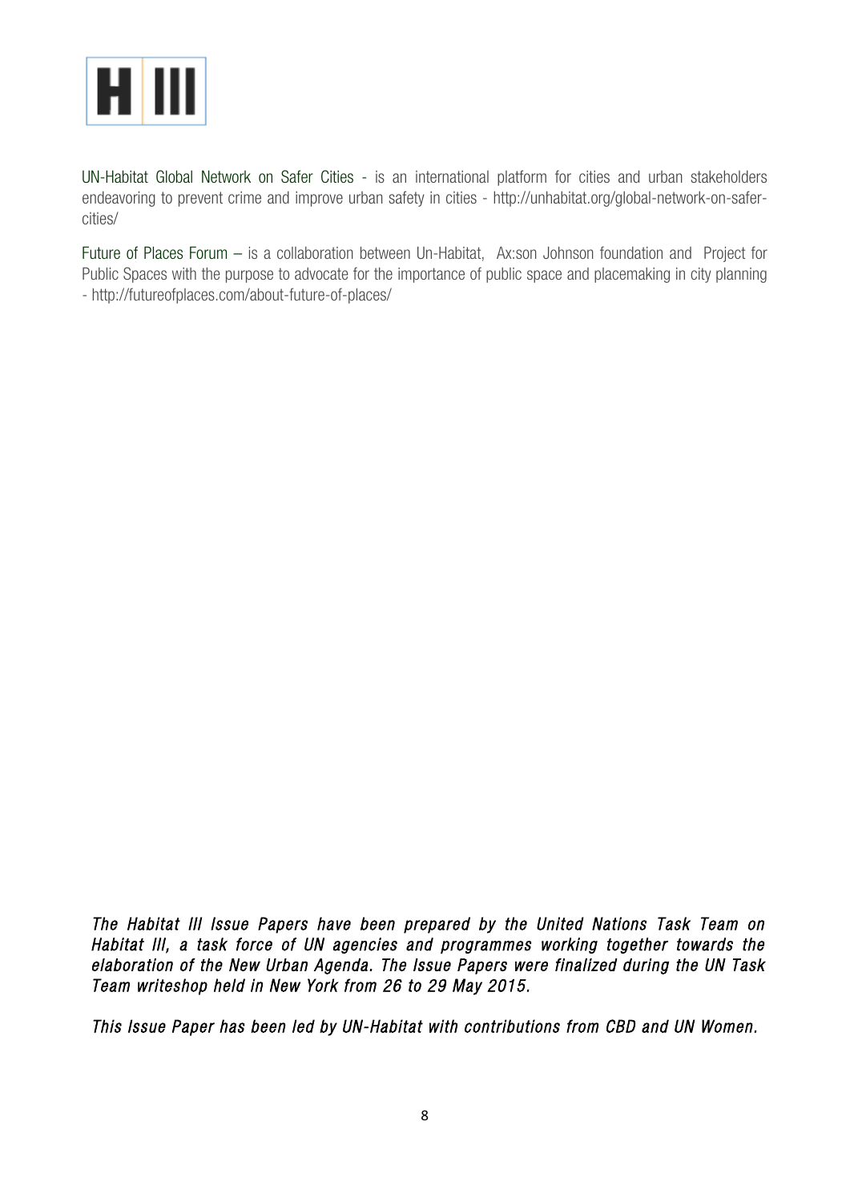UN-Habitat Global Network on Safer Cities - is an international platform for cities and urban stakeholders endeavoring to prevent crime and improve urban safety in cities - http://unhabitat.org/global-network-on-safer-cities/

Future of Places Forum – is a collaboration between Un-Habitat, Ax:son Johnson foundation and Project for Public Spaces with the purpose to advocate for the importance of public space and placemaking in city planning - http://futureofplaces.com/about-future-of-places/

*The Habitat III Issue Papers have been prepared by the United Nations Task Team on Habitat III, a task force of UN agencies and programmes working together towards the elaboration of the New Urban Agenda. The Issue Papers were finalized during the UN Task Team writeshop held in New York from 26 to 29 May 2015.*

*This Issue Paper has been led by UN-Habitat with contributions from CBD and UN Women.*